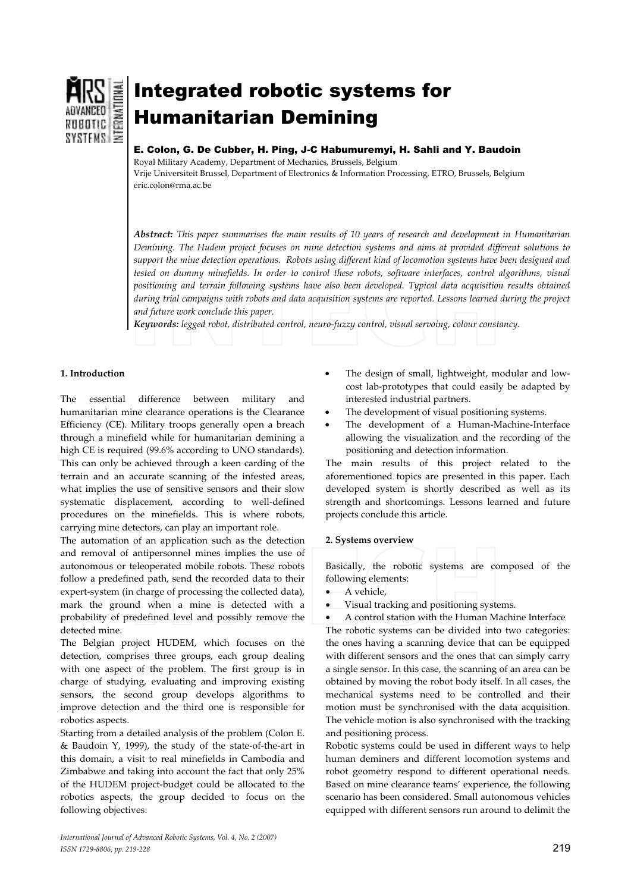# Integrated robotic systems for Humanitarian Demining

**E. Colon, G. De Cubber, H. Ping, J-C Habumuremyi, H. Sahli and Y. Baudoin**

Royal Military Academy, Department of Mechanics, Brussels, Belgium
Vrije Universiteit Brussel, Department of Electronics & Information Processing, ETRO, Brussels, Belgium
eric.colon@rma.ac.be

***Abstract:*** *This paper summarises the main results of 10 years of research and development in Humanitarian Demining. The Hudem project focuses on mine detection systems and aims at provided different solutions to support the mine detection operations. Robots using different kind of locomotion systems have been designed and tested on dummy minefields. In order to control these robots, software interfaces, control algorithms, visual positioning and terrain following systems have also been developed. Typical data acquisition results obtained during trial campaigns with robots and data acquisition systems are reported. Lessons learned during the project and future work conclude this paper.*

***Keywords:*** *legged robot, distributed control, neuro-fuzzy control, visual servoing, colour constancy.*

## 1. Introduction

The essential difference between military and humanitarian mine clearance operations is the Clearance Efficiency (CE). Military troops generally open a breach through a minefield while for humanitarian demining a high CE is required (99.6% according to UNO standards). This can only be achieved through a keen carding of the terrain and an accurate scanning of the infested areas, what implies the use of sensitive sensors and their slow systematic displacement, according to well-defined procedures on the minefields. This is where robots, carrying mine detectors, can play an important role.

The automation of an application such as the detection and removal of antipersonnel mines implies the use of autonomous or teleoperated mobile robots. These robots follow a predefined path, send the recorded data to their expert-system (in charge of processing the collected data), mark the ground when a mine is detected with a probability of predefined level and possibly remove the detected mine.

The Belgian project HUDEM, which focuses on the detection, comprises three groups, each group dealing with one aspect of the problem. The first group is in charge of studying, evaluating and improving existing sensors, the second group develops algorithms to improve detection and the third one is responsible for robotics aspects.

Starting from a detailed analysis of the problem (Colon E. & Baudoin Y, 1999), the study of the state-of-the-art in this domain, a visit to real minefields in Cambodia and Zimbabwe and taking into account the fact that only 25% of the HUDEM project-budget could be allocated to the robotics aspects, the group decided to focus on the following objectives:

- The design of small, lightweight, modular and low-cost lab-prototypes that could easily be adapted by interested industrial partners.
- The development of visual positioning systems.
- The development of a Human-Machine-Interface allowing the visualization and the recording of the positioning and detection information.

The main results of this project related to the aforementioned topics are presented in this paper. Each developed system is shortly described as well as its strength and shortcomings. Lessons learned and future projects conclude this article.

## 2. Systems overview

Basically, the robotic systems are composed of the following elements:

- A vehicle,
- Visual tracking and positioning systems.
- A control station with the Human Machine Interface

The robotic systems can be divided into two categories: the ones having a scanning device that can be equipped with different sensors and the ones that can simply carry a single sensor. In this case, the scanning of an area can be obtained by moving the robot body itself. In all cases, the mechanical systems need to be controlled and their motion must be synchronised with the data acquisition. The vehicle motion is also synchronised with the tracking and positioning process.

Robotic systems could be used in different ways to help human deminers and different locomotion systems and robot geometry respond to different operational needs. Based on mine clearance teams' experience, the following scenario has been considered. Small autonomous vehicles equipped with different sensors run around to delimit the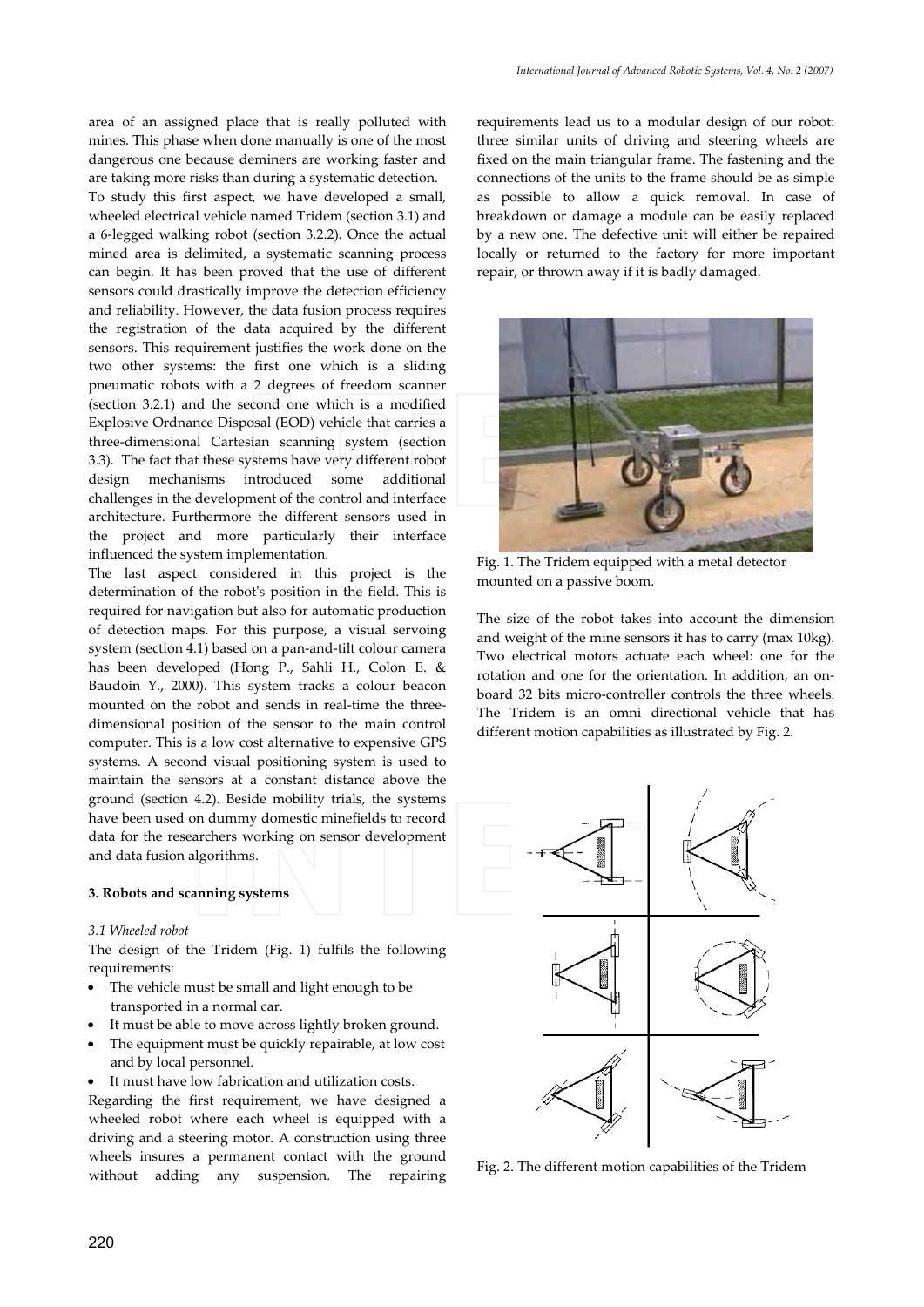area of an assigned place that is really polluted with mines. This phase when done manually is one of the most dangerous one because deminers are working faster and are taking more risks than during a systematic detection.

To study this first aspect, we have developed a small, wheeled electrical vehicle named Tridem (section 3.1) and a 6-legged walking robot (section 3.2.2). Once the actual mined area is delimited, a systematic scanning process can begin. It has been proved that the use of different sensors could drastically improve the detection efficiency and reliability. However, the data fusion process requires the registration of the data acquired by the different sensors. This requirement justifies the work done on the two other systems: the first one which is a sliding pneumatic robots with a 2 degrees of freedom scanner (section 3.2.1) and the second one which is a modified Explosive Ordnance Disposal (EOD) vehicle that carries a three-dimensional Cartesian scanning system (section 3.3). The fact that these systems have very different robot design mechanisms introduced some additional challenges in the development of the control and interface architecture. Furthermore the different sensors used in the project and more particularly their interface influenced the system implementation.

The last aspect considered in this project is the determination of the robot's position in the field. This is required for navigation but also for automatic production of detection maps. For this purpose, a visual servoing system (section 4.1) based on a pan-and-tilt colour camera has been developed (Hong P., Sahli H., Colon E. & Baudoin Y., 2000). This system tracks a colour beacon mounted on the robot and sends in real-time the three-dimensional position of the sensor to the main control computer. This is a low cost alternative to expensive GPS systems. A second visual positioning system is used to maintain the sensors at a constant distance above the ground (section 4.2). Beside mobility trials, the systems have been used on dummy domestic minefields to record data for the researchers working on sensor development and data fusion algorithms.

## 3. Robots and scanning systems

### *3.1 Wheeled robot*

The design of the Tridem (Fig. 1) fulfils the following requirements:

- The vehicle must be small and light enough to be transported in a normal car.
- It must be able to move across lightly broken ground.
- The equipment must be quickly repairable, at low cost and by local personnel.
- It must have low fabrication and utilization costs.

Regarding the first requirement, we have designed a wheeled robot where each wheel is equipped with a driving and a steering motor. A construction using three wheels insures a permanent contact with the ground without adding any suspension. The repairing requirements lead us to a modular design of our robot: three similar units of driving and steering wheels are fixed on the main triangular frame. The fastening and the connections of the units to the frame should be as simple as possible to allow a quick removal. In case of breakdown or damage a module can be easily replaced by a new one. The defective unit will either be repaired locally or returned to the factory for more important repair, or thrown away if it is badly damaged.

Fig. 1. The Tridem equipped with a metal detector mounted on a passive boom.

The size of the robot takes into account the dimension and weight of the mine sensors it has to carry (max 10kg). Two electrical motors actuate each wheel: one for the rotation and one for the orientation. In addition, an on-board 32 bits micro-controller controls the three wheels. The Tridem is an omni directional vehicle that has different motion capabilities as illustrated by Fig. 2.

Fig. 2. The different motion capabilities of the Tridem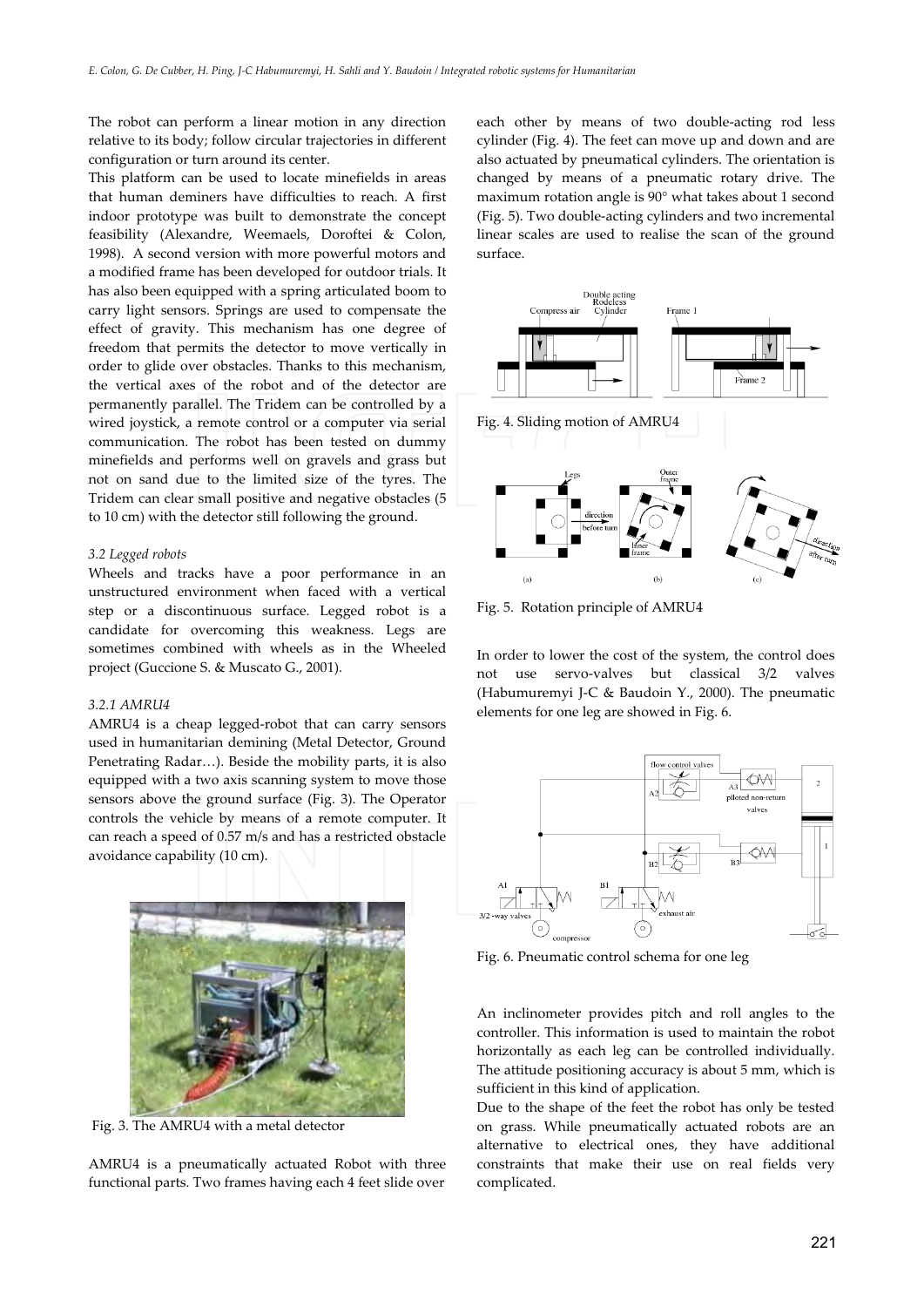The robot can perform a linear motion in any direction relative to its body; follow circular trajectories in different configuration or turn around its center.

This platform can be used to locate minefields in areas that human deminers have difficulties to reach. A first indoor prototype was built to demonstrate the concept feasibility (Alexandre, Weemaels, Doroftei & Colon, 1998). A second version with more powerful motors and a modified frame has been developed for outdoor trials. It has also been equipped with a spring articulated boom to carry light sensors. Springs are used to compensate the effect of gravity. This mechanism has one degree of freedom that permits the detector to move vertically in order to glide over obstacles. Thanks to this mechanism, the vertical axes of the robot and of the detector are permanently parallel. The Tridem can be controlled by a wired joystick, a remote control or a computer via serial communication. The robot has been tested on dummy minefields and performs well on gravels and grass but not on sand due to the limited size of the tyres. The Tridem can clear small positive and negative obstacles (5 to 10 cm) with the detector still following the ground.

*3.2 Legged robots*

Wheels and tracks have a poor performance in an unstructured environment when faced with a vertical step or a discontinuous surface. Legged robot is a candidate for overcoming this weakness. Legs are sometimes combined with wheels as in the Wheeled project (Guccione S. & Muscato G., 2001).

*3.2.1 AMRU4*

AMRU4 is a cheap legged-robot that can carry sensors used in humanitarian demining (Metal Detector, Ground Penetrating Radar…). Beside the mobility parts, it is also equipped with a two axis scanning system to move those sensors above the ground surface (Fig. 3). The Operator controls the vehicle by means of a remote computer. It can reach a speed of 0.57 m/s and has a restricted obstacle avoidance capability (10 cm).

Fig. 3. The AMRU4 with a metal detector

AMRU4 is a pneumatically actuated Robot with three functional parts. Two frames having each 4 feet slide over each other by means of two double-acting rod less cylinder (Fig. 4). The feet can move up and down and are also actuated by pneumatical cylinders. The orientation is changed by means of a pneumatic rotary drive. The maximum rotation angle is 90° what takes about 1 second (Fig. 5). Two double-acting cylinders and two incremental linear scales are used to realise the scan of the ground surface.

Fig. 4. Sliding motion of AMRU4

Fig. 5. Rotation principle of AMRU4

In order to lower the cost of the system, the control does not use servo-valves but classical 3/2 valves (Habumuremyi J-C & Baudoin Y., 2000). The pneumatic elements for one leg are showed in Fig. 6.

Fig. 6. Pneumatic control schema for one leg

An inclinometer provides pitch and roll angles to the controller. This information is used to maintain the robot horizontally as each leg can be controlled individually. The attitude positioning accuracy is about 5 mm, which is sufficient in this kind of application.

Due to the shape of the feet the robot has only be tested on grass. While pneumatically actuated robots are an alternative to electrical ones, they have additional constraints that make their use on real fields very complicated.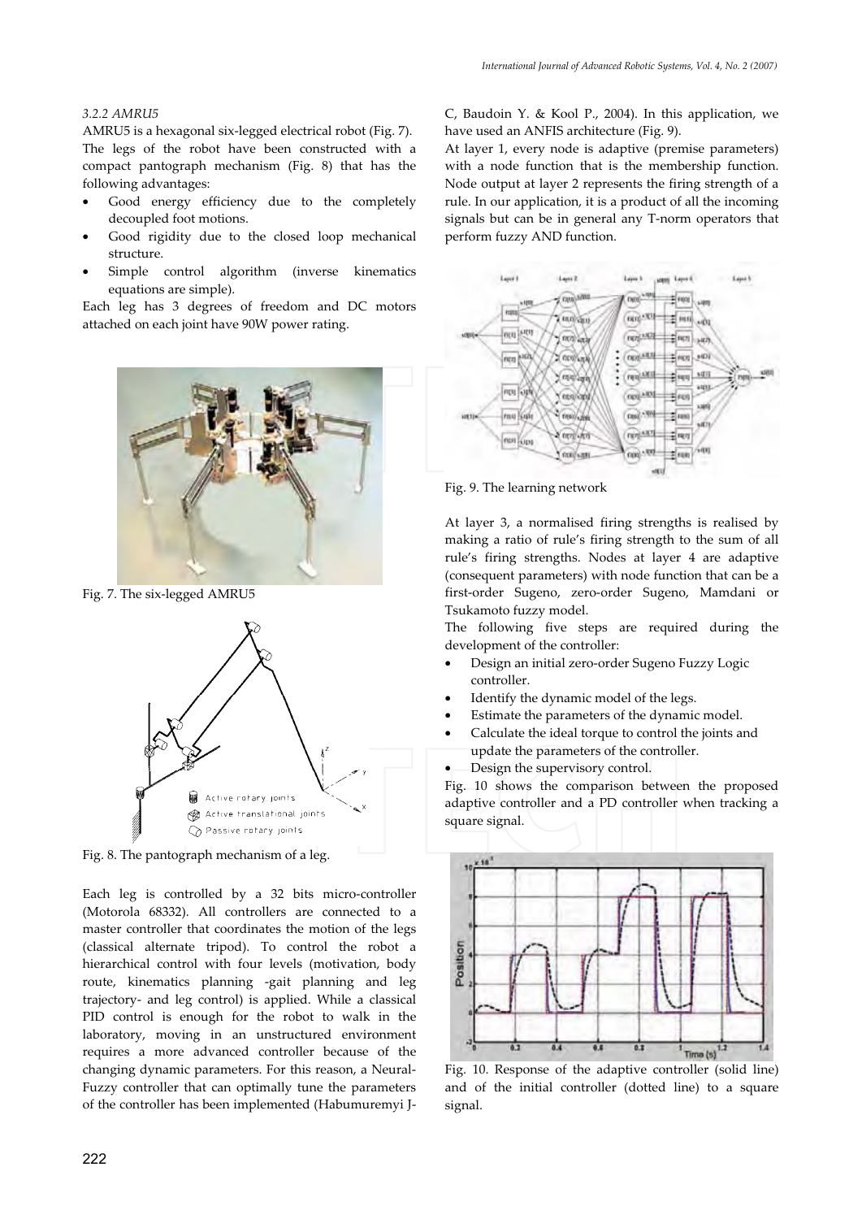*3.2.2 AMRU5*

AMRU5 is a hexagonal six-legged electrical robot (Fig. 7). The legs of the robot have been constructed with a compact pantograph mechanism (Fig. 8) that has the following advantages:

- Good energy efficiency due to the completely decoupled foot motions.
- Good rigidity due to the closed loop mechanical structure.
- Simple control algorithm (inverse kinematics equations are simple).

Each leg has 3 degrees of freedom and DC motors attached on each joint have 90W power rating.

Fig. 7. The six-legged AMRU5

Fig. 8. The pantograph mechanism of a leg.

Each leg is controlled by a 32 bits micro-controller (Motorola 68332). All controllers are connected to a master controller that coordinates the motion of the legs (classical alternate tripod). To control the robot a hierarchical control with four levels (motivation, body route, kinematics planning -gait planning and leg trajectory- and leg control) is applied. While a classical PID control is enough for the robot to walk in the laboratory, moving in an unstructured environment requires a more advanced controller because of the changing dynamic parameters. For this reason, a Neural-Fuzzy controller that can optimally tune the parameters of the controller has been implemented (Habumuremyi J-C, Baudoin Y. & Kool P., 2004). In this application, we have used an ANFIS architecture (Fig. 9).

At layer 1, every node is adaptive (premise parameters) with a node function that is the membership function. Node output at layer 2 represents the firing strength of a rule. In our application, it is a product of all the incoming signals but can be in general any T-norm operators that perform fuzzy AND function.

Fig. 9. The learning network

At layer 3, a normalised firing strengths is realised by making a ratio of rule's firing strength to the sum of all rule's firing strengths. Nodes at layer 4 are adaptive (consequent parameters) with node function that can be a first-order Sugeno, zero-order Sugeno, Mamdani or Tsukamoto fuzzy model.

The following five steps are required during the development of the controller:

- Design an initial zero-order Sugeno Fuzzy Logic controller.
- Identify the dynamic model of the legs.
- Estimate the parameters of the dynamic model.
- Calculate the ideal torque to control the joints and update the parameters of the controller.
- Design the supervisory control.

Fig. 10 shows the comparison between the proposed adaptive controller and a PD controller when tracking a square signal.

Fig. 10. Response of the adaptive controller (solid line) and of the initial controller (dotted line) to a square signal.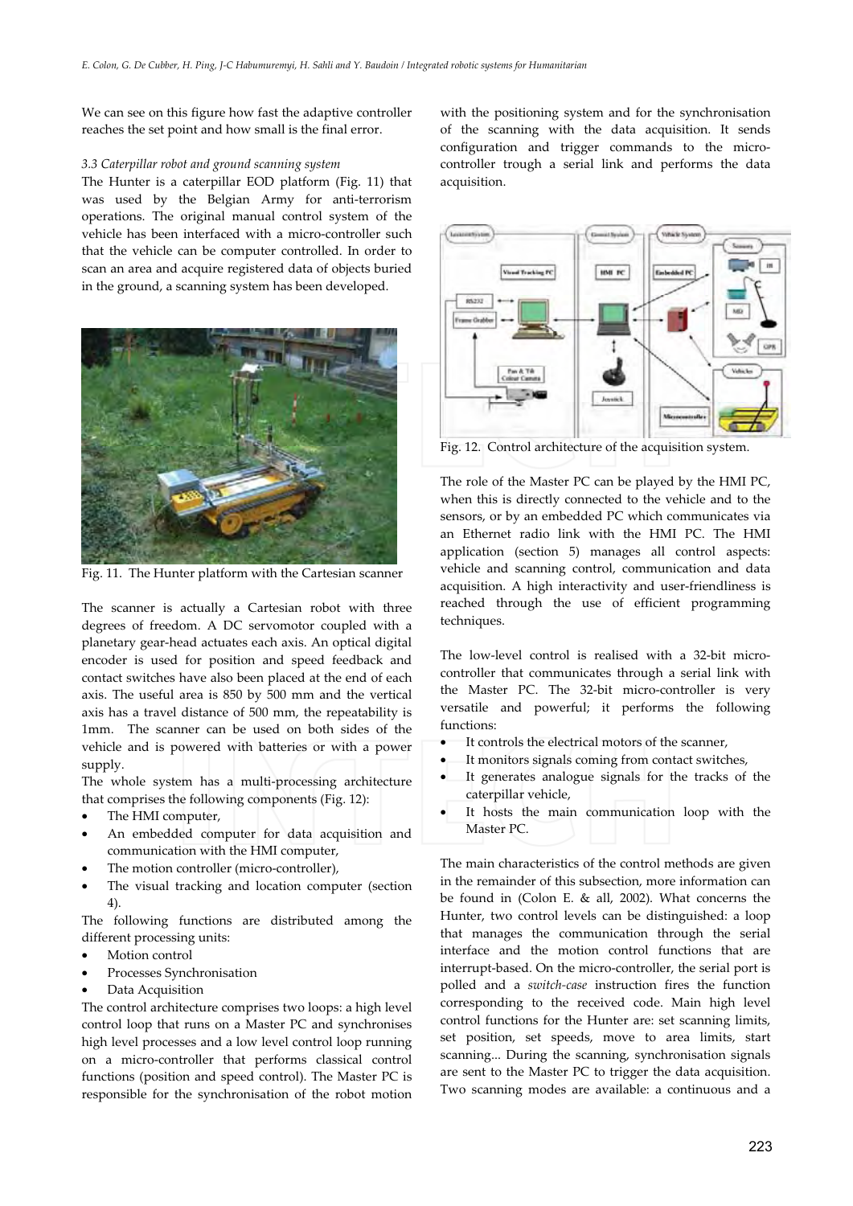We can see on this figure how fast the adaptive controller reaches the set point and how small is the final error.

### 3.3 Caterpillar robot and ground scanning system

The Hunter is a caterpillar EOD platform (Fig. 11) that was used by the Belgian Army for anti-terrorism operations. The original manual control system of the vehicle has been interfaced with a micro-controller such that the vehicle can be computer controlled. In order to scan an area and acquire registered data of objects buried in the ground, a scanning system has been developed.

Fig. 11. The Hunter platform with the Cartesian scanner

The scanner is actually a Cartesian robot with three degrees of freedom. A DC servomotor coupled with a planetary gear-head actuates each axis. An optical digital encoder is used for position and speed feedback and contact switches have also been placed at the end of each axis. The useful area is 850 by 500 mm and the vertical axis has a travel distance of 500 mm, the repeatability is 1mm. The scanner can be used on both sides of the vehicle and is powered with batteries or with a power supply.

The whole system has a multi-processing architecture that comprises the following components (Fig. 12):

- The HMI computer,
- An embedded computer for data acquisition and communication with the HMI computer,
- The motion controller (micro-controller),
- The visual tracking and location computer (section 4).

The following functions are distributed among the different processing units:

- Motion control
- Processes Synchronisation
- Data Acquisition

The control architecture comprises two loops: a high level control loop that runs on a Master PC and synchronises high level processes and a low level control loop running on a micro-controller that performs classical control functions (position and speed control). The Master PC is responsible for the synchronisation of the robot motion with the positioning system and for the synchronisation of the scanning with the data acquisition. It sends configuration and trigger commands to the micro-controller trough a serial link and performs the data acquisition.

Fig. 12. Control architecture of the acquisition system.

The role of the Master PC can be played by the HMI PC, when this is directly connected to the vehicle and to the sensors, or by an embedded PC which communicates via an Ethernet radio link with the HMI PC. The HMI application (section 5) manages all control aspects: vehicle and scanning control, communication and data acquisition. A high interactivity and user-friendliness is reached through the use of efficient programming techniques.

The low-level control is realised with a 32-bit micro-controller that communicates through a serial link with the Master PC. The 32-bit micro-controller is very versatile and powerful; it performs the following functions:

- It controls the electrical motors of the scanner,
- It monitors signals coming from contact switches,
- It generates analogue signals for the tracks of the caterpillar vehicle,
- It hosts the main communication loop with the Master PC.

The main characteristics of the control methods are given in the remainder of this subsection, more information can be found in (Colon E. & all, 2002). What concerns the Hunter, two control levels can be distinguished: a loop that manages the communication through the serial interface and the motion control functions that are interrupt-based. On the micro-controller, the serial port is polled and a *switch-case* instruction fires the function corresponding to the received code. Main high level control functions for the Hunter are: set scanning limits, set position, set speeds, move to area limits, start scanning... During the scanning, synchronisation signals are sent to the Master PC to trigger the data acquisition. Two scanning modes are available: a continuous and a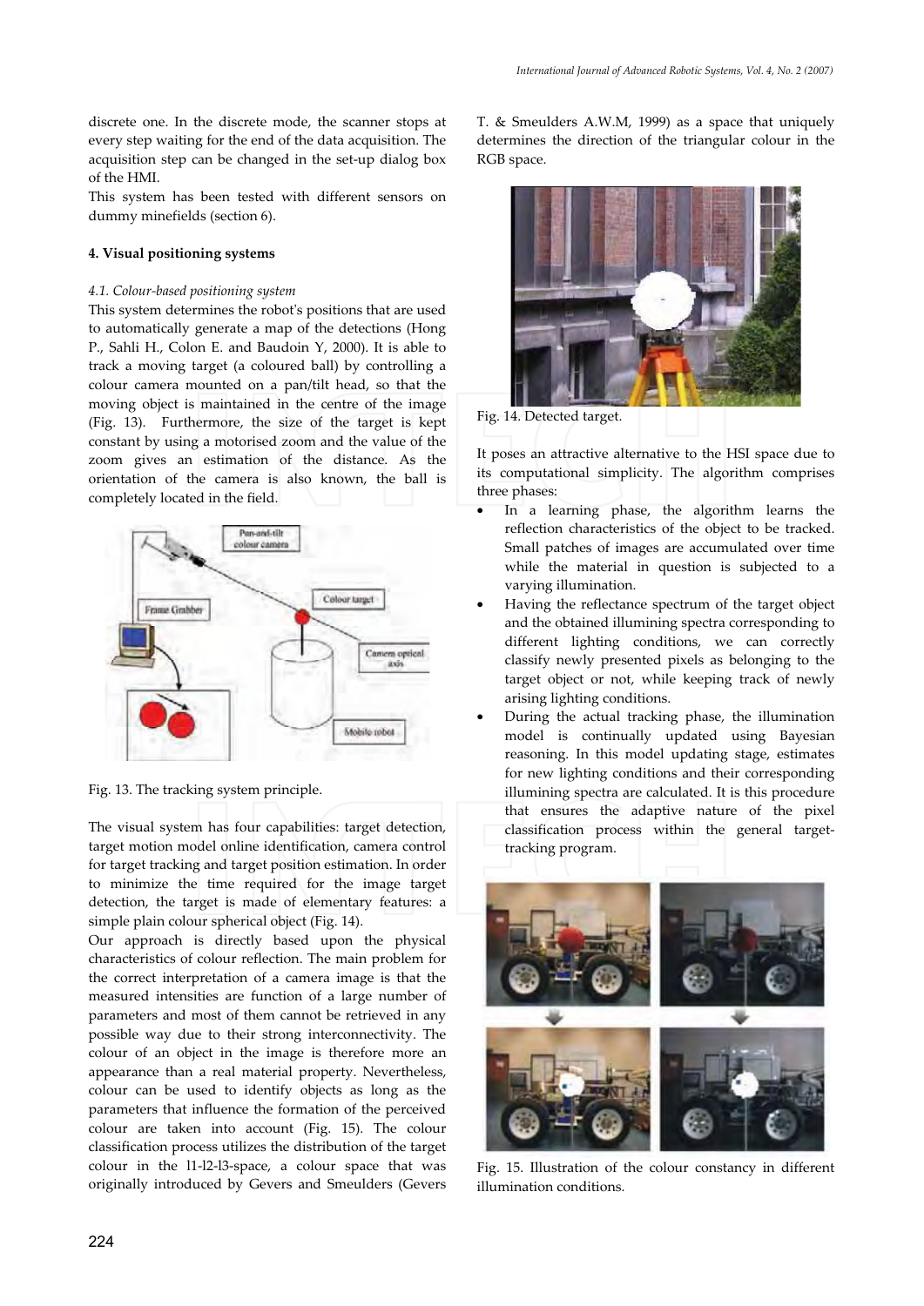discrete one. In the discrete mode, the scanner stops at every step waiting for the end of the data acquisition. The acquisition step can be changed in the set-up dialog box of the HMI.

This system has been tested with different sensors on dummy minefields (section 6).

## 4. Visual positioning systems

### *4.1. Colour-based positioning system*

This system determines the robot's positions that are used to automatically generate a map of the detections (Hong P., Sahli H., Colon E. and Baudoin Y, 2000). It is able to track a moving target (a coloured ball) by controlling a colour camera mounted on a pan/tilt head, so that the moving object is maintained in the centre of the image (Fig. 13). Furthermore, the size of the target is kept constant by using a motorised zoom and the value of the zoom gives an estimation of the distance. As the orientation of the camera is also known, the ball is completely located in the field.

Fig. 13. The tracking system principle.

The visual system has four capabilities: target detection, target motion model online identification, camera control for target tracking and target position estimation. In order to minimize the time required for the image target detection, the target is made of elementary features: a simple plain colour spherical object (Fig. 14).

Our approach is directly based upon the physical characteristics of colour reflection. The main problem for the correct interpretation of a camera image is that the measured intensities are function of a large number of parameters and most of them cannot be retrieved in any possible way due to their strong interconnectivity. The colour of an object in the image is therefore more an appearance than a real material property. Nevertheless, colour can be used to identify objects as long as the parameters that influence the formation of the perceived colour are taken into account (Fig. 15). The colour classification process utilizes the distribution of the target colour in the l1-l2-l3-space, a colour space that was originally introduced by Gevers and Smeulders (Gevers T. & Smeulders A.W.M, 1999) as a space that uniquely determines the direction of the triangular colour in the RGB space.

Fig. 14. Detected target.

It poses an attractive alternative to the HSI space due to its computational simplicity. The algorithm comprises three phases:

- In a learning phase, the algorithm learns the reflection characteristics of the object to be tracked. Small patches of images are accumulated over time while the material in question is subjected to a varying illumination.
- Having the reflectance spectrum of the target object and the obtained illumining spectra corresponding to different lighting conditions, we can correctly classify newly presented pixels as belonging to the target object or not, while keeping track of newly arising lighting conditions.
- During the actual tracking phase, the illumination model is continually updated using Bayesian reasoning. In this model updating stage, estimates for new lighting conditions and their corresponding illumining spectra are calculated. It is this procedure that ensures the adaptive nature of the pixel classification process within the general target-tracking program.

Fig. 15. Illustration of the colour constancy in different illumination conditions.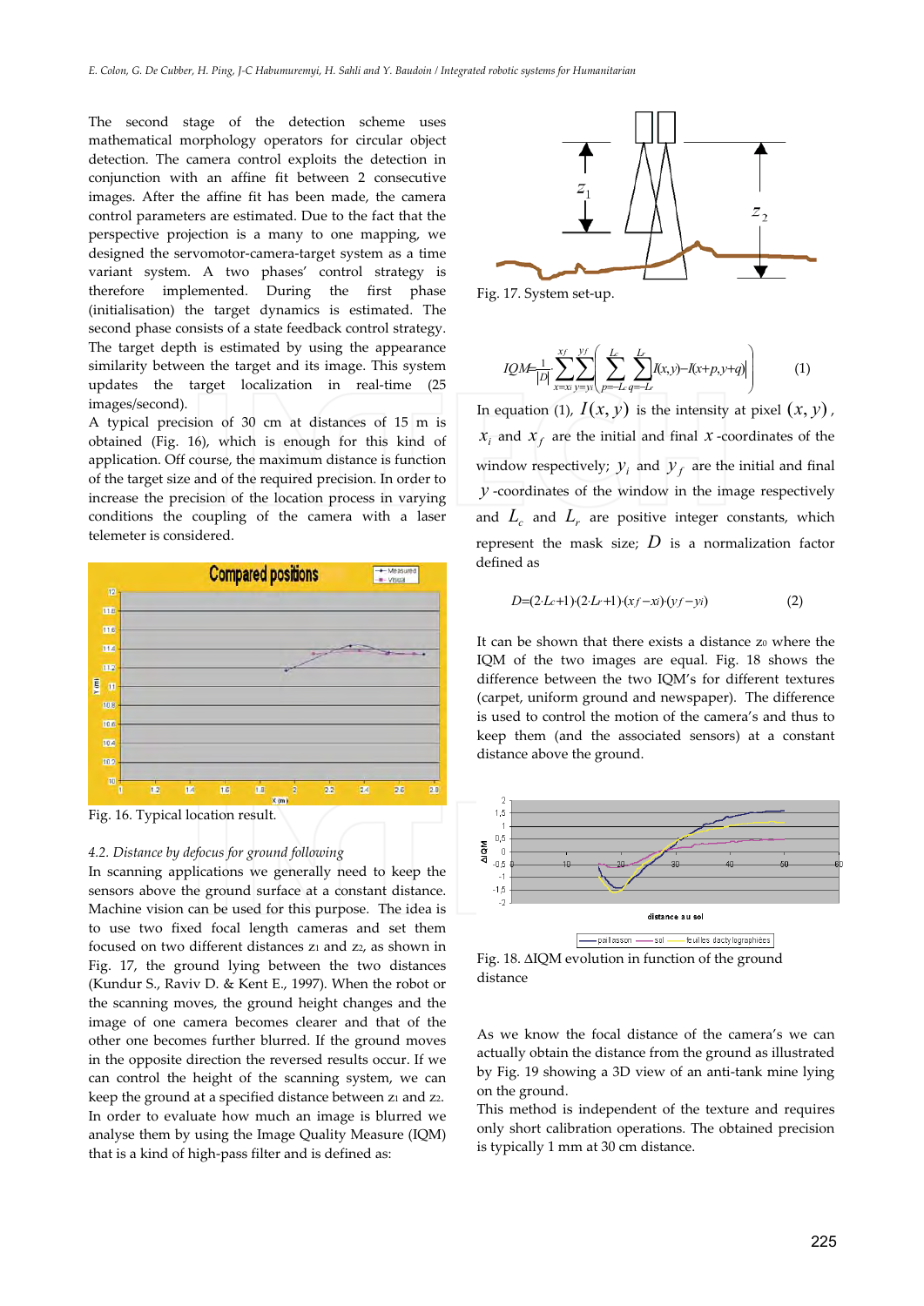The second stage of the detection scheme uses mathematical morphology operators for circular object detection. The camera control exploits the detection in conjunction with an affine fit between 2 consecutive images. After the affine fit has been made, the camera control parameters are estimated. Due to the fact that the perspective projection is a many to one mapping, we designed the servomotor-camera-target system as a time variant system. A two phases' control strategy is therefore implemented. During the first phase (initialisation) the target dynamics is estimated. The second phase consists of a state feedback control strategy. The target depth is estimated by using the appearance similarity between the target and its image. This system updates the target localization in real-time (25 images/second).

A typical precision of 30 cm at distances of 15 m is obtained (Fig. 16), which is enough for this kind of application. Off course, the maximum distance is function of the target size and of the required precision. In order to increase the precision of the location process in varying conditions the coupling of the camera with a laser telemeter is considered.

Fig. 16. Typical location result.

### 4.2. Distance by defocus for ground following

In scanning applications we generally need to keep the sensors above the ground surface at a constant distance. Machine vision can be used for this purpose. The idea is to use two fixed focal length cameras and set them focused on two different distances $z_1$ and $z_2$, as shown in Fig. 17, the ground lying between the two distances (Kundur S., Raviv D. & Kent E., 1997). When the robot or the scanning moves, the ground height changes and the image of one camera becomes clearer and that of the other one becomes further blurred. If the ground moves in the opposite direction the reversed results occur. If we can control the height of the scanning system, we can keep the ground at a specified distance between $z_1$ and $z_2$.

In order to evaluate how much an image is blurred we analyse them by using the Image Quality Measure (IQM) that is a kind of high-pass filter and is defined as:

Fig. 17. System set-up.

$$IQM = \frac{1}{|D|} \sum_{x=x_i}^{x_f} \sum_{y=y_i}^{y_f} \left( \sum_{p=-L_c}^{L_c} \sum_{q=-L_r}^{L_r} \left| I(x,y) - I(x+p, y+q) \right| \right) \quad (1)$$

In equation (1), $I(x, y)$ is the intensity at pixel $(x, y)$, $x_i$ and $x_f$ are the initial and final $x$-coordinates of the window respectively; $y_i$ and $y_f$ are the initial and final $y$-coordinates of the window in the image respectively and $L_c$ and $L_r$ are positive integer constants, which represent the mask size; $D$ is a normalization factor defined as

$$D = (2 \cdot L_c + 1) \cdot (2 \cdot L_r + 1) \cdot (x_f - x_i) \cdot (y_f - y_i) \quad (2)$$

It can be shown that there exists a distance $z_0$ where the IQM of the two images are equal. Fig. 18 shows the difference between the two IQM's for different textures (carpet, uniform ground and newspaper). The difference is used to control the motion of the camera's and thus to keep them (and the associated sensors) at a constant distance above the ground.

Fig. 18. ΔIQM evolution in function of the ground distance

As we know the focal distance of the camera's we can actually obtain the distance from the ground as illustrated by Fig. 19 showing a 3D view of an anti-tank mine lying on the ground.

This method is independent of the texture and requires only short calibration operations. The obtained precision is typically 1 mm at 30 cm distance.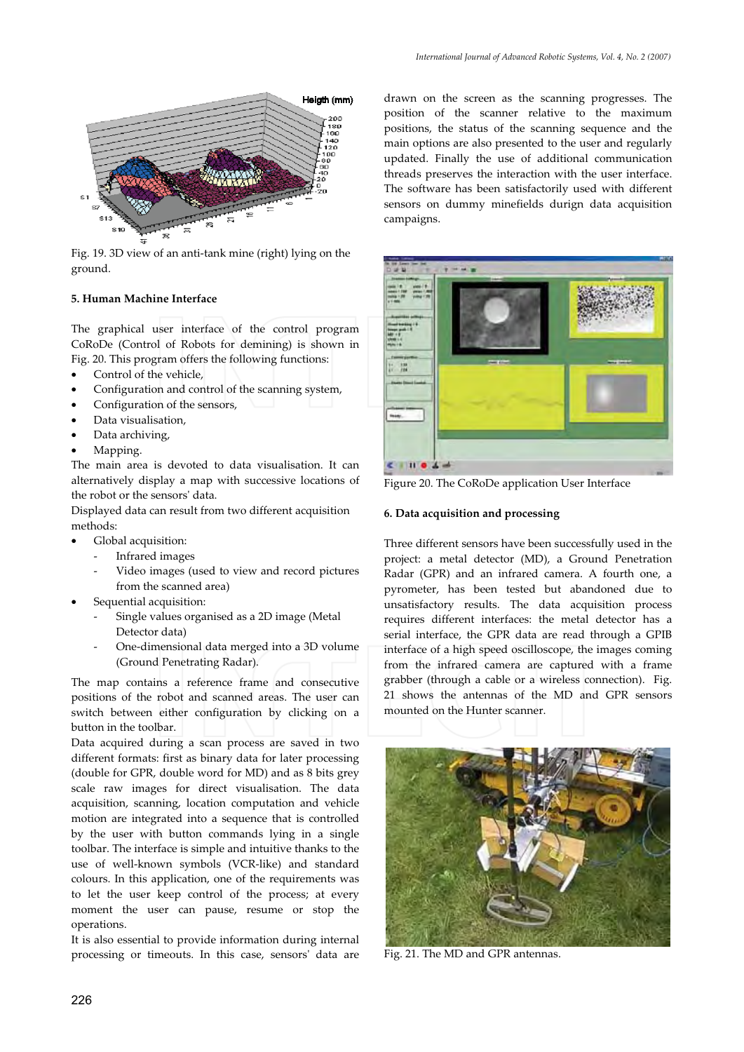Heigth (mm)

200
180
160
140
120
100
80
60
40
20
0
-20

S1
S7
S13
S19

Fig. 19. 3D view of an anti-tank mine (right) lying on the ground.

### 5. Human Machine Interface

The graphical user interface of the control program CoRoDe (Control of Robots for demining) is shown in Fig. 20. This program offers the following functions:

- Control of the vehicle,
- Configuration and control of the scanning system,
- Configuration of the sensors,
- Data visualisation,
- Data archiving,
- Mapping.

The main area is devoted to data visualisation. It can alternatively display a map with successive locations of the robot or the sensors' data.

Displayed data can result from two different acquisition methods:

- Global acquisition:
  - Infrared images
  - Video images (used to view and record pictures from the scanned area)
- Sequential acquisition:
  - Single values organised as a 2D image (Metal Detector data)
  - One-dimensional data merged into a 3D volume (Ground Penetrating Radar).

The map contains a reference frame and consecutive positions of the robot and scanned areas. The user can switch between either configuration by clicking on a button in the toolbar.

Data acquired during a scan process are saved in two different formats: first as binary data for later processing (double for GPR, double word for MD) and as 8 bits grey scale raw images for direct visualisation. The data acquisition, scanning, location computation and vehicle motion are integrated into a sequence that is controlled by the user with button commands lying in a single toolbar. The interface is simple and intuitive thanks to the use of well-known symbols (VCR-like) and standard colours. In this application, one of the requirements was to let the user keep control of the process; at every moment the user can pause, resume or stop the operations.

It is also essential to provide information during internal processing or timeouts. In this case, sensors' data are drawn on the screen as the scanning progresses. The position of the scanner relative to the maximum positions, the status of the scanning sequence and the main options are also presented to the user and regularly updated. Finally the use of additional communication threads preserves the interaction with the user interface. The software has been satisfactorily used with different sensors on dummy minefields durign data acquisition campaigns.

Figure 20. The CoRoDe application User Interface

### 6. Data acquisition and processing

Three different sensors have been successfully used in the project: a metal detector (MD), a Ground Penetration Radar (GPR) and an infrared camera. A fourth one, a pyrometer, has been tested but abandoned due to unsatisfactory results. The data acquisition process requires different interfaces: the metal detector has a serial interface, the GPR data are read through a GPIB interface of a high speed oscilloscope, the images coming from the infrared camera are captured with a frame grabber (through a cable or a wireless connection). Fig. 21 shows the antennas of the MD and GPR sensors mounted on the Hunter scanner.

Fig. 21. The MD and GPR antennas.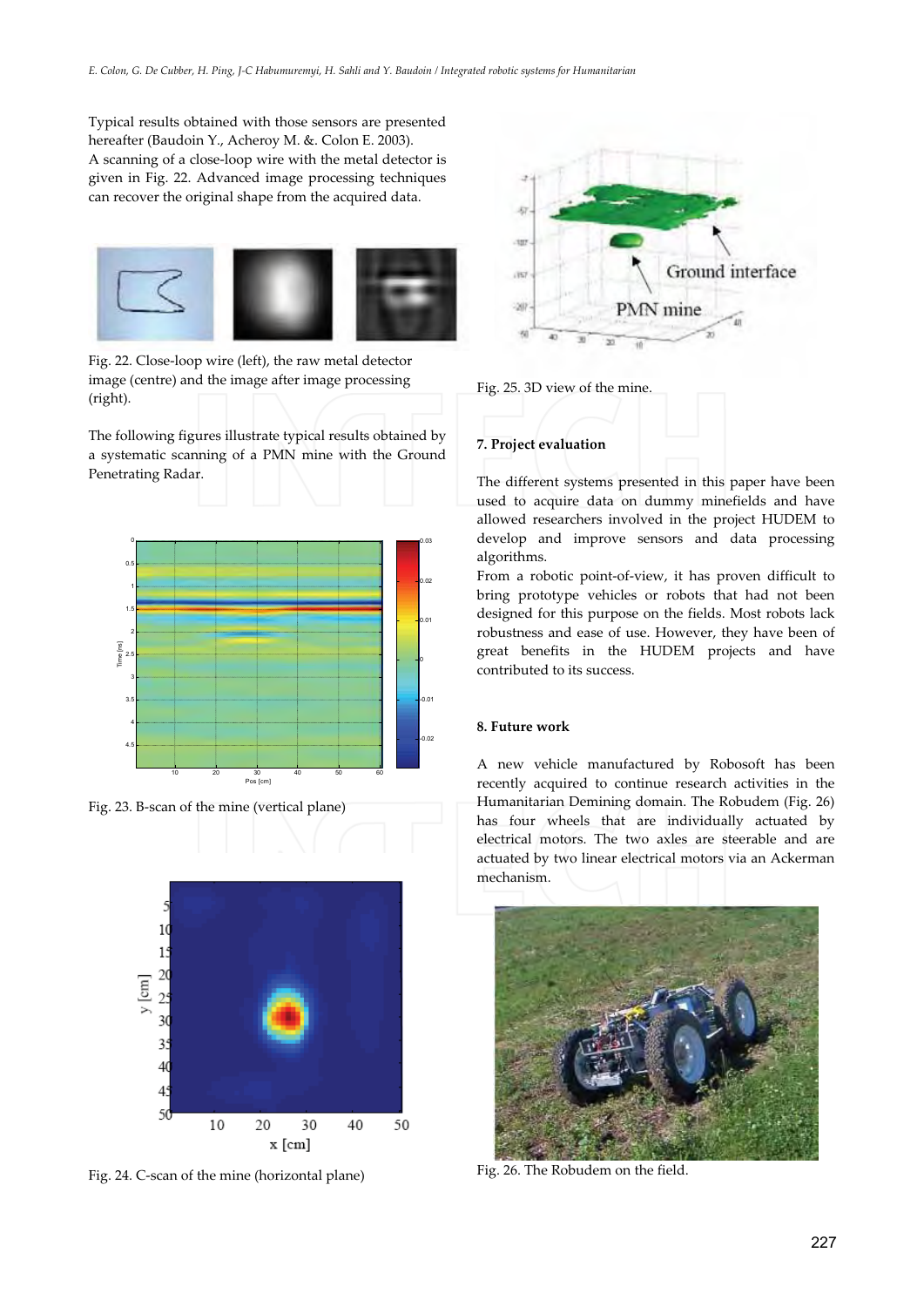Typical results obtained with those sensors are presented hereafter (Baudoin Y., Acheroy M. &. Colon E. 2003).
A scanning of a close-loop wire with the metal detector is given in Fig. 22. Advanced image processing techniques can recover the original shape from the acquired data.

Fig. 22. Close-loop wire (left), the raw metal detector image (centre) and the image after image processing (right).

The following figures illustrate typical results obtained by a systematic scanning of a PMN mine with the Ground Penetrating Radar.

Fig. 23. B-scan of the mine (vertical plane)

Fig. 24. C-scan of the mine (horizontal plane)

Fig. 25. 3D view of the mine.

## 7. Project evaluation

The different systems presented in this paper have been used to acquire data on dummy minefields and have allowed researchers involved in the project HUDEM to develop and improve sensors and data processing algorithms.
From a robotic point-of-view, it has proven difficult to bring prototype vehicles or robots that had not been designed for this purpose on the fields. Most robots lack robustness and ease of use. However, they have been of great benefits in the HUDEM projects and have contributed to its success.

## 8. Future work

A new vehicle manufactured by Robosoft has been recently acquired to continue research activities in the Humanitarian Demining domain. The Robudem (Fig. 26) has four wheels that are individually actuated by electrical motors. The two axles are steerable and are actuated by two linear electrical motors via an Ackerman mechanism.

Fig. 26. The Robudem on the field.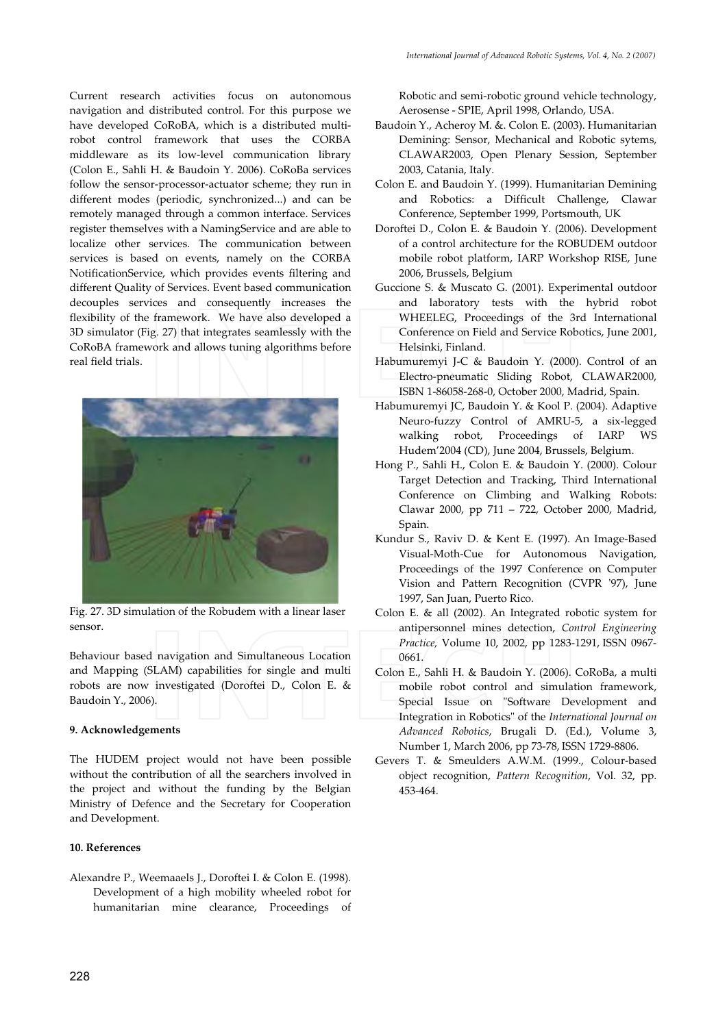Current research activities focus on autonomous navigation and distributed control. For this purpose we have developed CoRoBA, which is a distributed multi-robot control framework that uses the CORBA middleware as its low-level communication library (Colon E., Sahli H. & Baudoin Y. 2006). CoRoBa services follow the sensor-processor-actuator scheme; they run in different modes (periodic, synchronized...) and can be remotely managed through a common interface. Services register themselves with a NamingService and are able to localize other services. The communication between services is based on events, namely on the CORBA NotificationService, which provides events filtering and different Quality of Services. Event based communication decouples services and consequently increases the flexibility of the framework. We have also developed a 3D simulator (Fig. 27) that integrates seamlessly with the CoRoBA framework and allows tuning algorithms before real field trials.

Fig. 27. 3D simulation of the Robudem with a linear laser sensor.

Behaviour based navigation and Simultaneous Location and Mapping (SLAM) capabilities for single and multi robots are now investigated (Doroftei D., Colon E. & Baudoin Y., 2006).

**9. Acknowledgements**

The HUDEM project would not have been possible without the contribution of all the searchers involved in the project and without the funding by the Belgian Ministry of Defence and the Secretary for Cooperation and Development.

**10. References**

Alexandre P., Weemaaels J., Doroftei I. & Colon E. (1998). Development of a high mobility wheeled robot for humanitarian mine clearance, Proceedings of Robotic and semi-robotic ground vehicle technology, Aerosense - SPIE, April 1998, Orlando, USA.

Baudoin Y., Acheroy M. &. Colon E. (2003). Humanitarian Demining: Sensor, Mechanical and Robotic sytems, CLAWAR2003, Open Plenary Session, September 2003, Catania, Italy.

Colon E. and Baudoin Y. (1999). Humanitarian Demining and Robotics: a Difficult Challenge, Clawar Conference, September 1999, Portsmouth, UK

Doroftei D., Colon E. & Baudoin Y. (2006). Development of a control architecture for the ROBUDEM outdoor mobile robot platform, IARP Workshop RISE, June 2006, Brussels, Belgium

Guccione S. & Muscato G. (2001). Experimental outdoor and laboratory tests with the hybrid robot WHEELEG, Proceedings of the 3rd International Conference on Field and Service Robotics, June 2001, Helsinki, Finland.

Habumuremyi J-C & Baudoin Y. (2000). Control of an Electro-pneumatic Sliding Robot, CLAWAR2000, ISBN 1-86058-268-0, October 2000, Madrid, Spain.

Habumuremyi JC, Baudoin Y. & Kool P. (2004). Adaptive Neuro-fuzzy Control of AMRU-5, a six-legged walking robot, Proceedings of IARP WS Hudem'2004 (CD), June 2004, Brussels, Belgium.

Hong P., Sahli H., Colon E. & Baudoin Y. (2000). Colour Target Detection and Tracking, Third International Conference on Climbing and Walking Robots: Clawar 2000, pp 711 – 722, October 2000, Madrid, Spain.

Kundur S., Raviv D. & Kent E. (1997). An Image-Based Visual-Moth-Cue for Autonomous Navigation, Proceedings of the 1997 Conference on Computer Vision and Pattern Recognition (CVPR '97), June 1997, San Juan, Puerto Rico.

Colon E. & all (2002). An Integrated robotic system for antipersonnel mines detection, *Control Engineering Practice,* Volume 10, 2002, pp 1283-1291, ISSN 0967-0661.

Colon E., Sahli H. & Baudoin Y. (2006). CoRoBa, a multi mobile robot control and simulation framework, Special Issue on "Software Development and Integration in Robotics" of the *International Journal on Advanced Robotics*, Brugali D. (Ed.), Volume 3, Number 1, March 2006, pp 73-78, ISSN 1729-8806.

Gevers T. & Smeulders A.W.M. (1999., Colour-based object recognition, *Pattern Recognition*, Vol. 32, pp. 453-464.